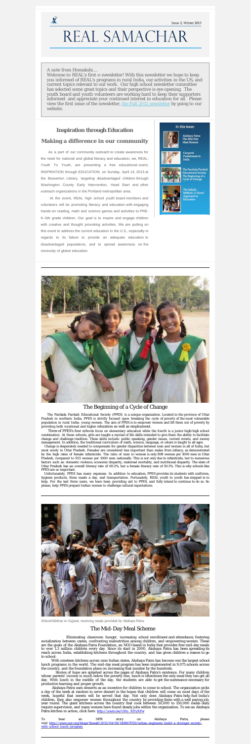Issue 2, Winter 2013

# REAL SAMACHAR

A note from Hemakshi....

Welcome to REAL's first e-newsletter! With this newsletter we hope to keep you informed of REAL's programs in rural India, our activities in the US, and current topics relevant to our work. Our high school newsletter committee has selected some great topics and their perspective is eye opening. The youth board and youth volunteers are working hard to keep their supporters informed and appreciate your continued interest in education for all. Please view the first issue of the newsletter, the Fall 2012 newsletter by going to our website.

## Inspiration through Education

### Making a difference in our community

As a part of our community outreach to create awareness for the need for national and global literacy and education, we, REAL: Youth To Youth, are presenting a free educational event, INSPIRATION through EDUCATION, on Sunday, April 14, 2013 at the Beaverton Library, targeting disadvantaged children through Washington County Early Intervention, Head Start and other outreach organizations in the Portland metropolitan area.

At the event, REAL high school youth board members and volunteers will be promoting literacy and education with engaging hands-on reading, math and science games and activities to PRE-K–5th grade children. Our goal is to inspire and engage children with creative and thought provoking activities. We are putting on this event to address the current education in the U.S., especially in regards to its failure to provide an adequate education to disadvantaged populations, and to spread awareness on the necessity of global education.

**In this issue:**

- Akshaya Patra: The Mid-Day Meal Scheme
- Corporal Punishment in India
- The Pardada Pardadi Educational Society: The Beginning of a Cycle of Change
- The Sabido Method: A Novel Approach to Education

## The Beginning of a Cycle of Change

The Pardada Pardadi Educational Society (PPES) is a unique organization. Located in the province of Uttar Pradesh in northern India, PPES is strictly focused upon breaking the cycle of poverty of the most vulnerable population in rural India: young women. The aim of PPES is to empower women and lift them out of poverty by providing both vocational and higher education as well as employment.

Three of PPES's four schools focus on elementary education while the fourth is a junior high/high school combination. At these schools, girls are taught a myriad of life skills intended to give them the ability to facilitate change and challenge tradition. These skills include: public speaking, gender issues, current events, and money management. In addition, the traditional curriculum of math, science, language, et cetera is taught to all ages.

Change is desperately needed to compensate for gender disparities between men and women in all of India, but most sorely in Uttar Pradesh. Females are considered less important than males from infancy, as demonstrated by the high rates of female infanticide. The ratio of men to women is only 898 women per 1000 men in Uttar Pradesh, compared to 933 women per 1000 men nationally. This is not only due to infanticide, but to numerous factors such as: domestic violence, economic disparity, maternal mortality, and nutritional disparity. The state of Uttar Pradesh has an overall literacy rate of 69.2%, but a female literacy rate of 59.3%. This is why schools like PPES are so important.

Unfortunately, PPES has many expenses. In addition to education, PPES provides its students with uniforms, hygiene products, three meals a day, and transportation. Fortunately, REAL youth to youth has stepped in to help. For the last three years, we have been providing aid to PPES, and fully intend to continue to do so. So please, help PPES prepare Indian women to challenge cultural expectations.

Schoolchildren in Gujarat, receiving meals provided by Akshaya Patra.

## The Mid-Day Meal Scheme

Eliminating classroom hunger, increasing school enrollment and attendance, fostering socialization between castes, confronting malnutrition among children, and empowering women. These are the goals of the Akshaya Patra Foundation, an NGO based in India that provides free mid-day meals to over 1.3 million children every day. Since its start in 2000, Akshaya Patra has been spreading its reach across India, establishing kitchens throughout the country, and has given children a reason to go to school.

With nineteen kitchens across nine Indian states, Akshaya Patra has become one the largest school lunch programs in the world. The mid-day meal program has been implemented in 9,075 schools across the country, and the foundation plans on increasing that number by the hundreds.

Stories of hope are splashed across the pages of Akshaya Patra's existence. For many children whose parents' income is much below the poverty line, lunch is oftentimes the only meal they can get all day. With lunch in the middle of the day, the students are able to get the sustenance necessary for productive learning and proper growth.

Akshaya Patra uses desserts as an incentive for children to come to school. The organization picks a day of the week at random to serve dessert in the hopes that children will come on most days of the week, hopeful that sweets will be served that day. Not only does Akshaya Patra help fuel India's children, they also empower women throughout the country by providing them with a well paying job year round. The giant kitchens across the country that cook between 50,000 to 150,000 meals daily require supervision, and many women have found steady jobs within the organization. To see an Akshaya Patra kitchen in action, click here: http://youtu.be/UHu_XtYyXFw

To hear an NPR story on Akshaya Patra, please visit: http://www.npr.org/blogs/thesalt/2012/04/06/149867092/indian-engineers-build-a-stronger-society-with-school-lunch-program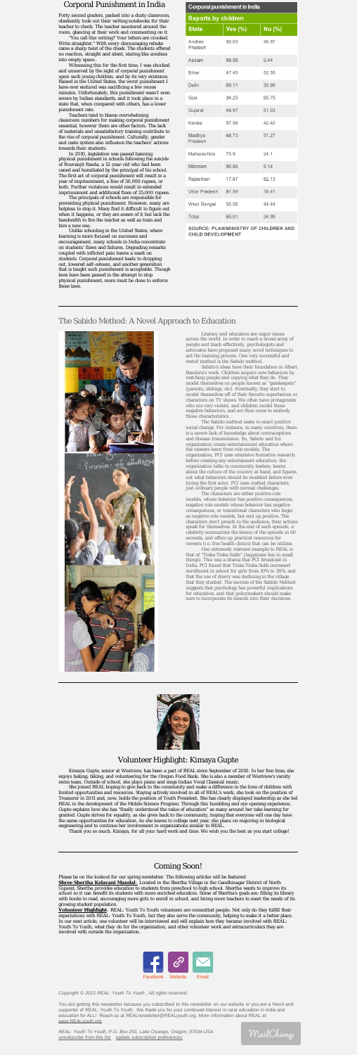## Corporal Punishment in India

Forty second graders, packed into a dusty classroom, obediently took out their writing notebooks for their teacher to check. The teacher sauntered around the room, glancing at their work and commenting on it. "You call this writing? Your letters are crooked. Write straighter." With every discouraging rebuke came a sharp twist of the cheek. The students offered no reaction, straight and silent, staring like zombies into empty space.

Witnessing this for the first time, I was shocked and unnerved by the sight of corporal punishment upon such young children, and by its very existence. Raised in the United States, the worst punishment I have ever endured was sacrificing a few recess minutes. Unfortunately, this punishment wasn't even severe by Indian standards, and it took place in a state that, when compared with others, has a lower punishment rate.

Teachers tend to blame overwhelming classroom numbers for making corporal punishment essential, however there are other factors. The lack of materials and unsatisfactory training contribute to the rise of corporal punishment. Culturally, gender and caste system also influence the teachers' actions towards their students.

In 2010, legislation was passed banning physical punishment in schools following the suicide of Rouvanjit Rawla, a 12-year-old who had been caned and humiliated by the principal of his school. The first act of corporal punishment will result in a year of imprisonment, a fine of 50,000 rupees, or both. Further violations would result in extended imprisonment and additional fines of 25,000 rupees.

The principals of schools are responsible for preventing physical punishment. However, many are helpless to stop it. Many find it difficult to figure out when it happens, or they are aware of it but lack the bandwidth to fire the teacher as well as train and hire a new one.

Unlike schooling in the United States, where learning is more focused on successes and encouragement, many schools in India concentrate on students' flaws and failures. Degrading remarks coupled with inflicted pain leaves a mark on students. Corporal punishment leads to dropping out, lowered self-esteem, and another generation that is taught such punishment is acceptable. Though laws have been passed in the attempt to stop physical punishment, more must be done to enforce these laws.

**Corporal punishment in India**

**Reports by children**

| State | Yes (%) | No (%) |
|---|---|---|
| Andhra Pradesh | 50.03 | 46.97 |
| Assam | 99.56 | 0.44 |
| Bihar | 47.45 | 52.55 |
| Delhi | 69.11 | 30.89 |
| Goa | 34.25 | 65.75 |
| Gujarat | 48.97 | 51.03 |
| Kerala | 57.58 | 42.42 |
| Madhya Pradesh | 48.73 | 51.27 |
| Maharashtra | 75.9 | 24.1 |
| Mizoram | 90.86 | 9.14 |
| Rajasthan | 17.87 | 82.13 |
| Uttar Pradesh | 81.59 | 18.41 |
| West Bengal | 55.56 | 44.44 |
| Total | 65.01 | 34.99 |

SOURCE: PLAN/MINISTRY OF CHILDREN AND CHILD DEVELOPMENT

## The Sabido Method: A Novel Approach to Education

Literacy and education are major issues across the world. In order to reach a broad array of people and teach effectively, psychologists and advocates have proposed many novel techniques to aid the learning process. One very successful and tested method is the Sabido method.

Sabido's ideas have their foundation in Albert Bandura's work. Children acquire new behaviors by watching people and copying what they do. They model themselves on people known as "gatekeepers" (parents, siblings, etc). Eventually, they start to model themselves off of their favorite superheroes or characters on TV shows. We often have protagonists who are very violent, and children model these negative behaviors, and are thus come to embody those characteristics.

The Sabido method seeks to enact positive social change. For instance, in many countries, there is a severe lack of knowledge about contraceptives and disease transmission. So, Sabido and his organization create entertainment education where the viewers learn from role models. The organization, PCI uses extensive formative research before creating any entertainment education; the organization talks to community leaders, learns about the culture of the country at hand, and figures out what behaviors should be modeled before even hiring the first actor. PCI uses crafted characters, just ordinary people with normal challenges.

The characters are either positive role models, whose behavior has positive consequences, negative role models whose behavior has negative consequences, or transitional characters who begin as negative role models, but end up positive. The characters don't preach to the audience, their actions speak for themselves. At the end of each episode, a celebrity summarizes the lesson of the episode in 60 seconds, and offers up practical resources for viewers (i.e. free health clinics) that can be utilizes.

One extremely relevant example to REAL is that of "Tinka Tinka Sukh" (happiness lies in small things). This was a drama that PCI broadcast in India. PCI found that Tinka Tinka Sukh increased enrollment in school for girls from 10% to 38%, and that the use of dowry was declining in the village that they studied. The success of the Sabido Method suggests that psychology has powerful implications for education and that policymakers should make sure to incorporate its lessons into their decisions.

## Volunteer Highlight: Kimaya Gupte

Kimaya Gupte, senior at Westview, has been a part of REAL since September of 2010. In her free time, she enjoys baking, biking, and volunteering for the Oregon Food Bank. She is also a member of Westview's varsity swim team. Outside of school, she plays piano and sings Indian Vocal Classical music.

She joined REAL hoping to give back to the community and make a difference in the lives of children with limited opportunities and resources. Staying actively involved in all of REAL's work, she took on the position of Treasurer in 2011 and, now, holds the position of Youth President. She has clearly displayed leadership as she led REAL in the development of the Mobile Science Program. Through this humbling and eye opening experience, Gupte explains how she has "finally understood the value of education" as many around her take learning for granted. Gupte strives for equality, as she gives back to the community, hoping that everyone will one day have the same opportunities for education. As she leaves to college next year, she plans on majoring in biological engineering and to continue her involvement in organizations similar to REAL.

Thank you so much, Kimaya, for all your hard work and time. We wish you the best as you start college!

## Coming Soon!

Please be on the lookout for our spring newsletter. The following articles will be featured:

**Shree Shertha Kelavani Mandal**- Located in the Shertha Village in the Gandhinagar District of North Gujarat, Shertha provides education to students from preschool to high school. Shertha wants to improve its school so it can benefit its students with more enriched education. Some of Shertha's goals are: filling its library with books to read, encouraging more girls to enroll in school, and hiring more teachers to meet the needs of its growing student population.

**Volunteer Highlight**- REAL: Youth To Youth volunteers are committed people. Not only do they fulfill their expectations with REAL: Youth To Youth, but they also serve the community, helping to make it a better place. In our next article, one volunteer will be interviewed and will explain how they became involved with REAL: Youth To Youth, what they do for the organization, and other volunteer work and extracurriculars they are involved with outside the organization.

Facebook Website Email

*Copyright © 2013 REAL: Youth To Youth , All rights reserved.*

You are getting this newsletter because you subscribed to this newsletter on our website or you are a friend and supporter of REAL: Youth To Youth. We thank you for your continued interest in rural education in India and education for ALL! Reach us at REALnewsletter@REALyouth.org. More information about REAL at www.REALyouth.org

*REAL: Youth To Youth, P.O. Box 253, Lake Oswego, Oregon, 97034 USA*
unsubscribe from this list update subscription preferences

MailChimp